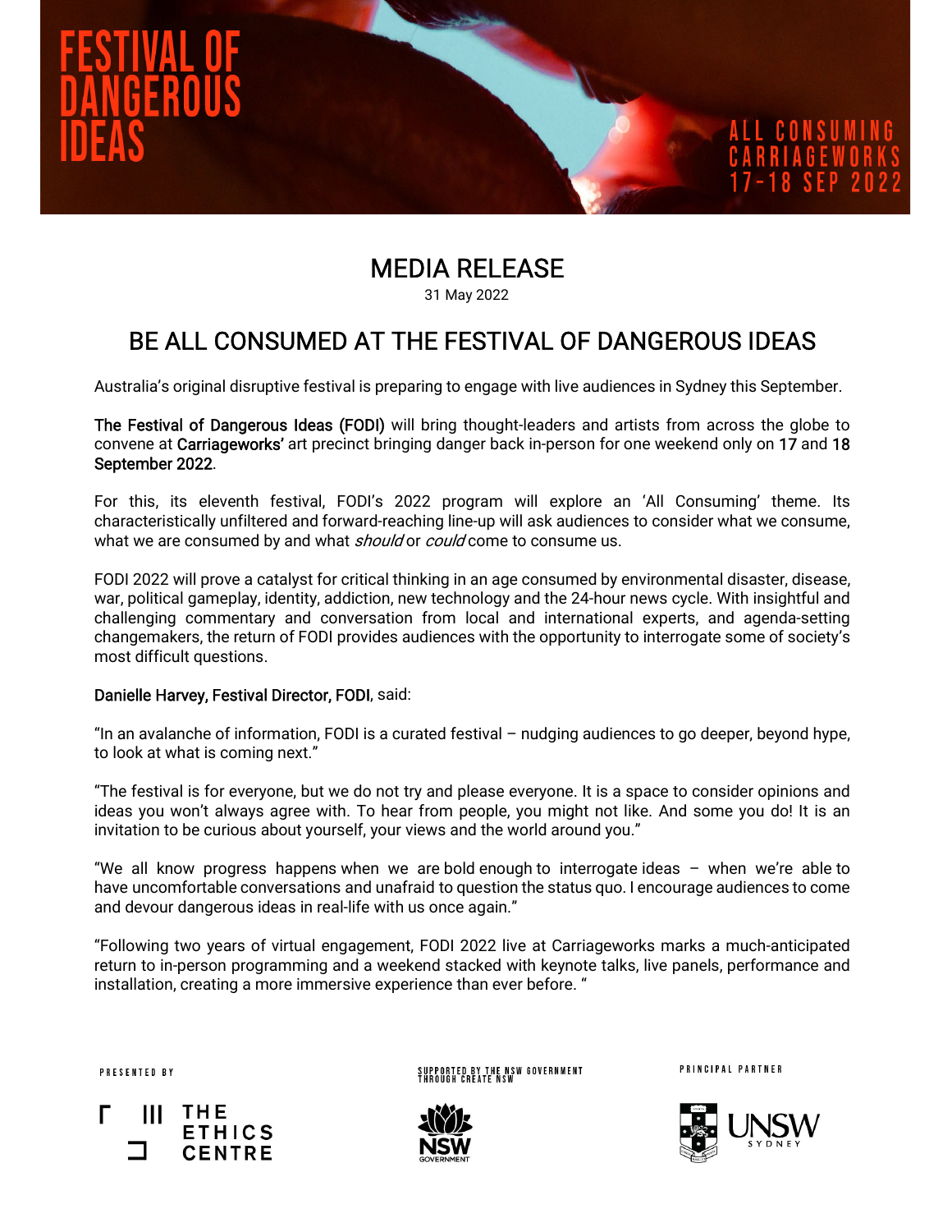FESTIVAL OF DANGEROUS IDEAS

ALL CONSUMING
CARRIAGEWORKS
17-18 SEP 2022

# MEDIA RELEASE

31 May 2022

## BE ALL CONSUMED AT THE FESTIVAL OF DANGEROUS IDEAS

Australia's original disruptive festival is preparing to engage with live audiences in Sydney this September.

The Festival of Dangerous Ideas (FODI) will bring thought-leaders and artists from across the globe to convene at Carriageworks' art precinct bringing danger back in-person for one weekend only on 17 and 18 September 2022.

For this, its eleventh festival, FODI's 2022 program will explore an 'All Consuming' theme. Its characteristically unfiltered and forward-reaching line-up will ask audiences to consider what we consume, what we are consumed by and what *should* or *could* come to consume us.

FODI 2022 will prove a catalyst for critical thinking in an age consumed by environmental disaster, disease, war, political gameplay, identity, addiction, new technology and the 24-hour news cycle. With insightful and challenging commentary and conversation from local and international experts, and agenda-setting changemakers, the return of FODI provides audiences with the opportunity to interrogate some of society's most difficult questions.

Danielle Harvey, Festival Director, FODI, said:

"In an avalanche of information, FODI is a curated festival – nudging audiences to go deeper, beyond hype, to look at what is coming next."

"The festival is for everyone, but we do not try and please everyone. It is a space to consider opinions and ideas you won't always agree with. To hear from people, you might not like. And some you do! It is an invitation to be curious about yourself, your views and the world around you."

"We all know progress happens when we are bold enough to interrogate ideas – when we're able to have uncomfortable conversations and unafraid to question the status quo. I encourage audiences to come and devour dangerous ideas in real-life with us once again."

"Following two years of virtual engagement, FODI 2022 live at Carriageworks marks a much-anticipated return to in-person programming and a weekend stacked with keynote talks, live panels, performance and installation, creating a more immersive experience than ever before. "

PRESENTED BY

THE ETHICS CENTRE

SUPPORTED BY THE NSW GOVERNMENT THROUGH CREATE NSW

NSW GOVERNMENT

PRINCIPAL PARTNER

UNSW SYDNEY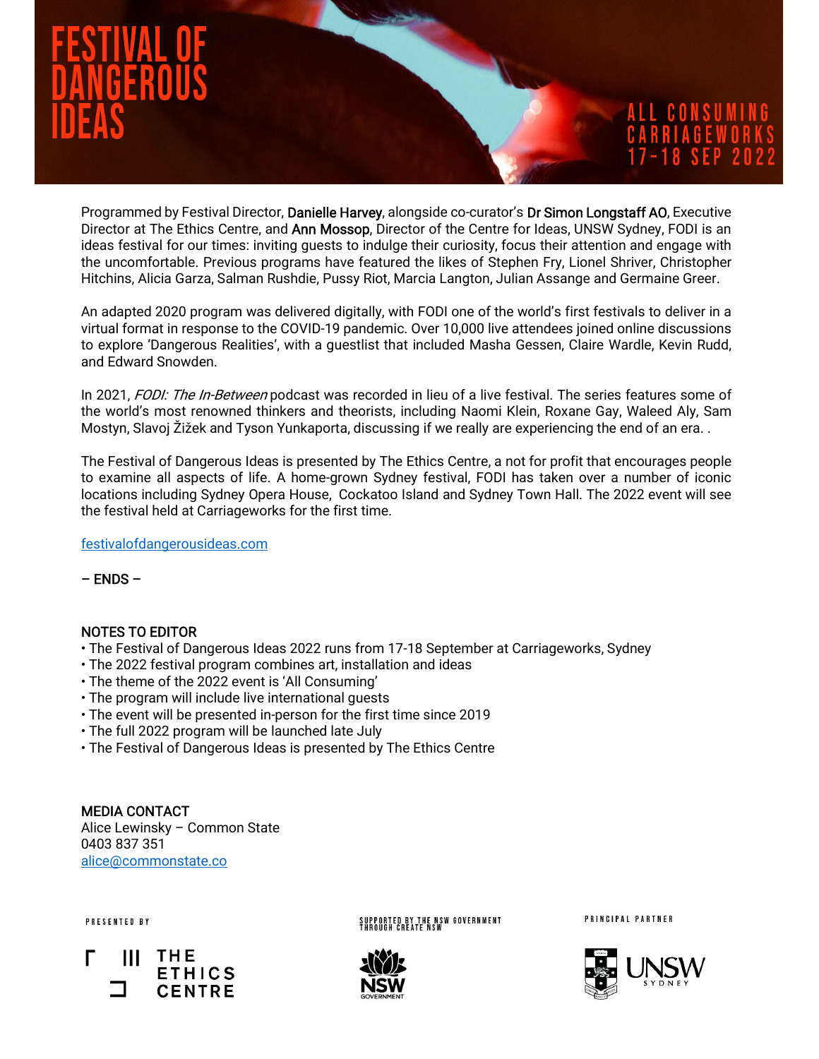# FESTIVAL OF DANGEROUS IDEAS

ALL CONSUMING
CARRIAGEWORKS
17-18 SEP 2022

Programmed by Festival Director, Danielle Harvey, alongside co-curator's Dr Simon Longstaff AO, Executive Director at The Ethics Centre, and Ann Mossop, Director of the Centre for Ideas, UNSW Sydney, FODI is an ideas festival for our times: inviting guests to indulge their curiosity, focus their attention and engage with the uncomfortable. Previous programs have featured the likes of Stephen Fry, Lionel Shriver, Christopher Hitchins, Alicia Garza, Salman Rushdie, Pussy Riot, Marcia Langton, Julian Assange and Germaine Greer.

An adapted 2020 program was delivered digitally, with FODI one of the world's first festivals to deliver in a virtual format in response to the COVID-19 pandemic. Over 10,000 live attendees joined online discussions to explore 'Dangerous Realities', with a guestlist that included Masha Gessen, Claire Wardle, Kevin Rudd, and Edward Snowden.

In 2021, *FODI: The In-Between* podcast was recorded in lieu of a live festival. The series features some of the world's most renowned thinkers and theorists, including Naomi Klein, Roxane Gay, Waleed Aly, Sam Mostyn, Slavoj Žižek and Tyson Yunkaporta, discussing if we really are experiencing the end of an era. .

The Festival of Dangerous Ideas is presented by The Ethics Centre, a not for profit that encourages people to examine all aspects of life. A home-grown Sydney festival, FODI has taken over a number of iconic locations including Sydney Opera House, Cockatoo Island and Sydney Town Hall. The 2022 event will see the festival held at Carriageworks for the first time.

festivalofdangerousideas.com

– ENDS –

NOTES TO EDITOR

- The Festival of Dangerous Ideas 2022 runs from 17-18 September at Carriageworks, Sydney
- The 2022 festival program combines art, installation and ideas
- The theme of the 2022 event is 'All Consuming'
- The program will include live international guests
- The event will be presented in-person for the first time since 2019
- The full 2022 program will be launched late July
- The Festival of Dangerous Ideas is presented by The Ethics Centre

MEDIA CONTACT
Alice Lewinsky – Common State
0403 837 351
alice@commonstate.co

PRESENTED BY
THE ETHICS CENTRE

SUPPORTED BY THE NSW GOVERNMENT THROUGH CREATE NSW
NSW GOVERNMENT

PRINCIPAL PARTNER
UNSW SYDNEY